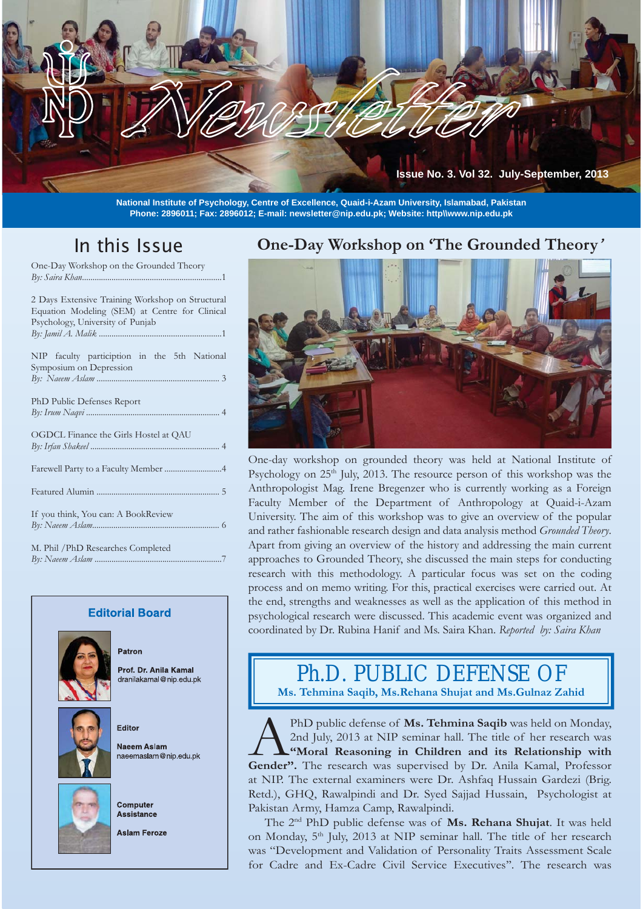# Newsletter

Issue No. 3. Vol 32. July-September, 2013

**National Institute of Psychology, Centre of Excellence, Quaid-i-Azam University, Islamabad, Pakistan**
**Phone: 2896011; Fax: 2896012; E-mail: newsletter@nip.edu.pk; Website: http\\www.nip.edu.pk**

## In this Issue

One-Day Workshop on the Grounded Theory
*By: Saira Khan*.......................................................................1

2 Days Extensive Training Workshop on Structural Equation Modeling (SEM) at Centre for Clinical Psychology, University of Punjab
*By: Jamil A. Malik* ..............................................................1

NIP faculty participion in the 5th National Symposium on Depression
*By: Naeem Aslam* ............................................................. 3

PhD Public Defenses Report
*By: Irum Naqvi* .................................................................. 4

OGDCL Finance the Girls Hostel at QAU
*By: Irfan Shakeel* ............................................................... 4

Farewell Party to a Faculty Member ...........................4

Featured Alumin ............................................................. 5

If you think, You can: A BookReview
*By: Naeem Aslam*............................................................. 6

M. Phil /PhD Researches Completed
*By: Naeem Aslam* .............................................................7

### Editorial Board

**Patron**
**Prof. Dr. Anila Kamal**
dranilakamal@nip.edu.pk

**Editor**
**Naeem Aslam**
naeemaslam@nip.edu.pk

**Computer Assistance**
**Aslam Feroze**

## One-Day Workshop on 'The Grounded Theory'

One-day workshop on grounded theory was held at National Institute of Psychology on 25th July, 2013. The resource person of this workshop was the Anthropologist Mag. Irene Bregenzer who is currently working as a Foreign Faculty Member of the Department of Anthropology at Quaid-i-Azam University. The aim of this workshop was to give an overview of the popular and rather fashionable research design and data analysis method *Grounded Theory*. Apart from giving an overview of the history and addressing the main current approaches to Grounded Theory, she discussed the main steps for conducting research with this methodology. A particular focus was set on the coding process and on memo writing. For this, practical exercises were carried out. At the end, strengths and weaknesses as well as the application of this method in psychological research were discussed. This academic event was organized and coordinated by Dr. Rubina Hanif and Ms. Saira Khan. *Reported by: Saira Khan*

## Ph.D. PUBLIC DEFENSE OF

**Ms. Tehmina Saqib, Ms.Rehana Shujat and Ms.Gulnaz Zahid**

A PhD public defense of **Ms. Tehmina Saqib** was held on Monday, 2nd July, 2013 at NIP seminar hall. The title of her research was **"Moral Reasoning in Children and its Relationship with Gender"**. The research was supervised by Dr. Anila Kamal, Professor at NIP. The external examiners were Dr. Ashfaq Hussain Gardezi (Brig. Retd.), GHQ, Rawalpindi and Dr. Syed Sajjad Hussain, Psychologist at Pakistan Army, Hamza Camp, Rawalpindi.

The 2nd PhD public defense was of **Ms. Rehana Shujat**. It was held on Monday, 5th July, 2013 at NIP seminar hall. The title of her research was "Development and Validation of Personality Traits Assessment Scale for Cadre and Ex-Cadre Civil Service Executives". The research was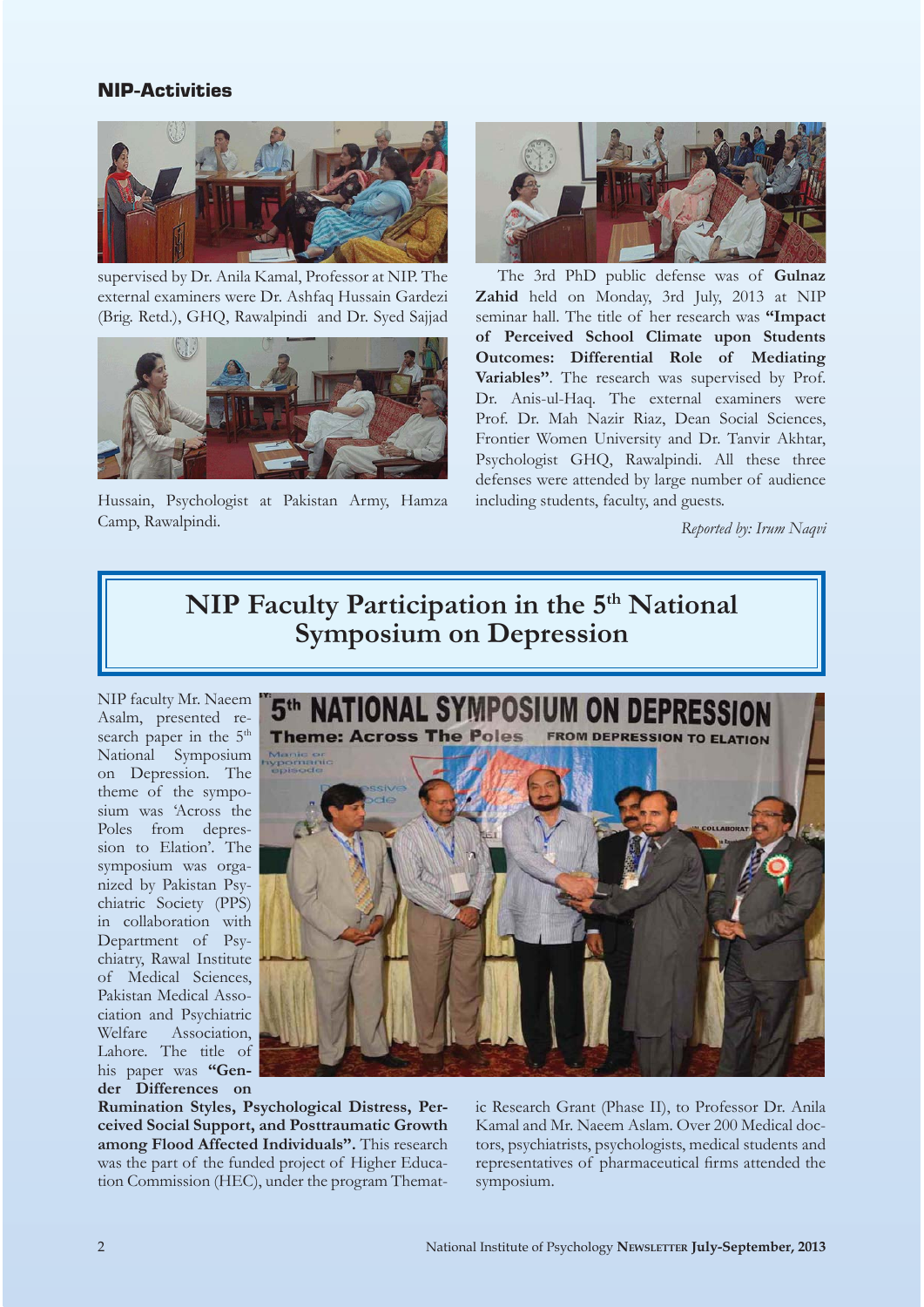## NIP-Activities

supervised by Dr. Anila Kamal, Professor at NIP. The external examiners were Dr. Ashfaq Hussain Gardezi (Brig. Retd.), GHQ, Rawalpindi and Dr. Syed Sajjad Hussain, Psychologist at Pakistan Army, Hamza Camp, Rawalpindi.

The 3rd PhD public defense was of **Gulnaz Zahid** held on Monday, 3rd July, 2013 at NIP seminar hall. The title of her research was **"Impact of Perceived School Climate upon Students Outcomes: Differential Role of Mediating Variables"**. The research was supervised by Prof. Dr. Anis-ul-Haq. The external examiners were Prof. Dr. Mah Nazir Riaz, Dean Social Sciences, Frontier Women University and Dr. Tanvir Akhtar, Psychologist GHQ, Rawalpindi. All these three defenses were attended by large number of audience including students, faculty, and guests.

*Reported by: Irum Naqvi*

# NIP Faculty Participation in the 5th National Symposium on Depression

NIP faculty Mr. Naeem Asalm, presented research paper in the 5th National Symposium on Depression. The theme of the symposium was 'Across the Poles from depression to Elation'. The symposium was organized by Pakistan Psychiatric Society (PPS) in collaboration with Department of Psychiatry, Rawal Institute of Medical Sciences, Pakistan Medical Association and Psychiatric Welfare Association, Lahore. The title of his paper was **"Gender Differences on Rumination Styles, Psychological Distress, Perceived Social Support, and Posttraumatic Growth among Flood Affected Individuals"**. This research was the part of the funded project of Higher Education Commission (HEC), under the program Thematic Research Grant (Phase II), to Professor Dr. Anila Kamal and Mr. Naeem Aslam. Over 200 Medical doctors, psychiatrists, psychologists, medical students and representatives of pharmaceutical firms attended the symposium.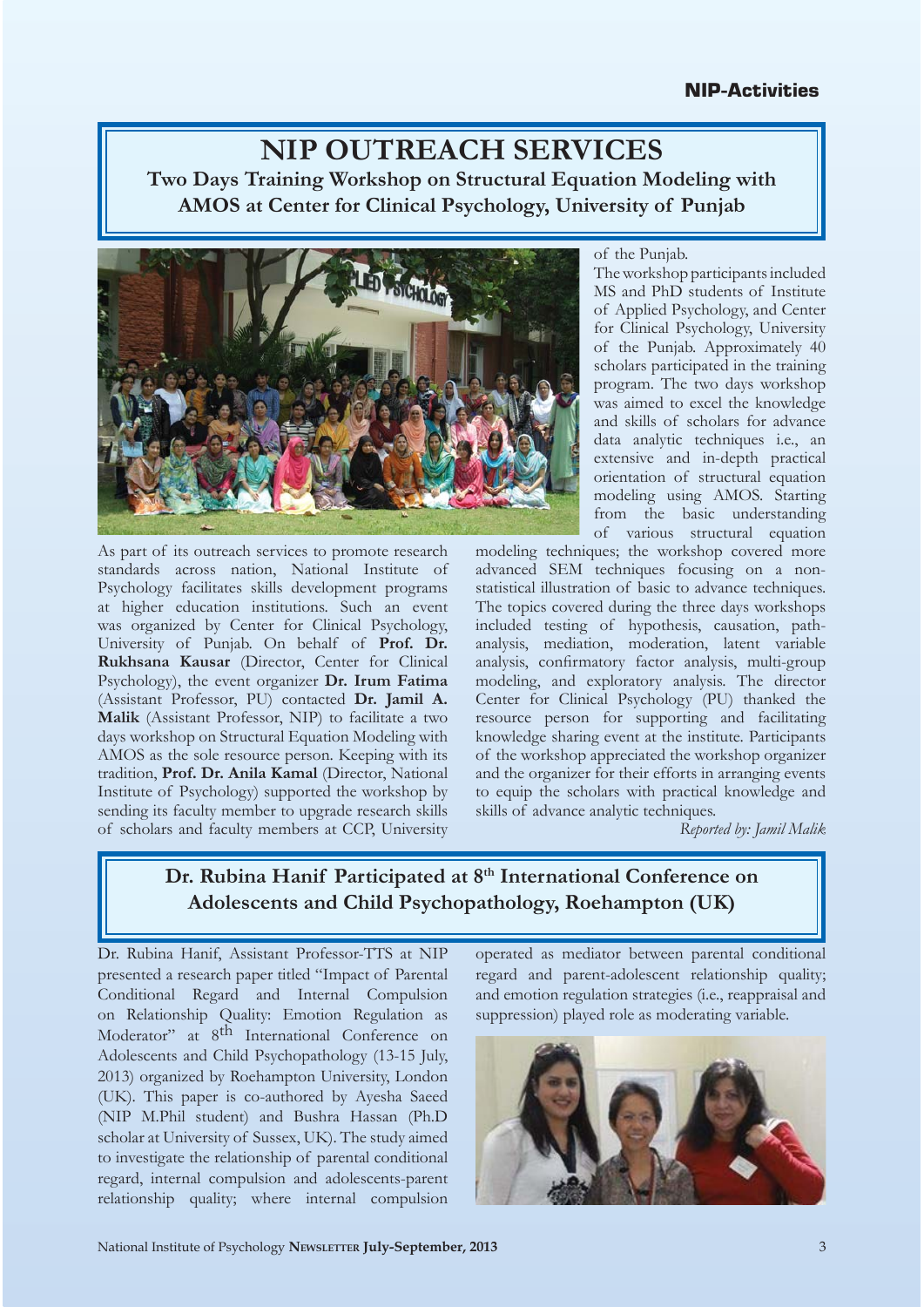# NIP OUTREACH SERVICES

## Two Days Training Workshop on Structural Equation Modeling with AMOS at Center for Clinical Psychology, University of Punjab

As part of its outreach services to promote research standards across nation, National Institute of Psychology facilitates skills development programs at higher education institutions. Such an event was organized by Center for Clinical Psychology, University of Punjab. On behalf of **Prof. Dr. Rukhsana Kausar** (Director, Center for Clinical Psychology), the event organizer **Dr. Irum Fatima** (Assistant Professor, PU) contacted **Dr. Jamil A. Malik** (Assistant Professor, NIP) to facilitate a two days workshop on Structural Equation Modeling with AMOS as the sole resource person. Keeping with its tradition, **Prof. Dr. Anila Kamal** (Director, National Institute of Psychology) supported the workshop by sending its faculty member to upgrade research skills of scholars and faculty members at CCP, University of the Punjab.

The workshop participants included MS and PhD students of Institute of Applied Psychology, and Center for Clinical Psychology, University of the Punjab. Approximately 40 scholars participated in the training program. The two days workshop was aimed to excel the knowledge and skills of scholars for advance data analytic techniques i.e., an extensive and in-depth practical orientation of structural equation modeling using AMOS. Starting from the basic understanding of various structural equation modeling techniques; the workshop covered more advanced SEM techniques focusing on a non-statistical illustration of basic to advance techniques. The topics covered during the three days workshops included testing of hypothesis, causation, path-analysis, mediation, moderation, latent variable analysis, confirmatory factor analysis, multi-group modeling, and exploratory analysis. The director Center for Clinical Psychology (PU) thanked the resource person for supporting and facilitating knowledge sharing event at the institute. Participants of the workshop appreciated the workshop organizer and the organizer for their efforts in arranging events to equip the scholars with practical knowledge and skills of advance analytic techniques.

*Reported by: Jamil Malik*

## Dr. Rubina Hanif Participated at 8th International Conference on Adolescents and Child Psychopathology, Roehampton (UK)

Dr. Rubina Hanif, Assistant Professor-TTS at NIP presented a research paper titled "Impact of Parental Conditional Regard and Internal Compulsion on Relationship Quality: Emotion Regulation as Moderator" at 8th International Conference on Adolescents and Child Psychopathology (13-15 July, 2013) organized by Roehampton University, London (UK). This paper is co-authored by Ayesha Saeed (NIP M.Phil student) and Bushra Hassan (Ph.D scholar at University of Sussex, UK). The study aimed to investigate the relationship of parental conditional regard, internal compulsion and adolescents-parent relationship quality; where internal compulsion operated as mediator between parental conditional regard and parent-adolescent relationship quality; and emotion regulation strategies (i.e., reappraisal and suppression) played role as moderating variable.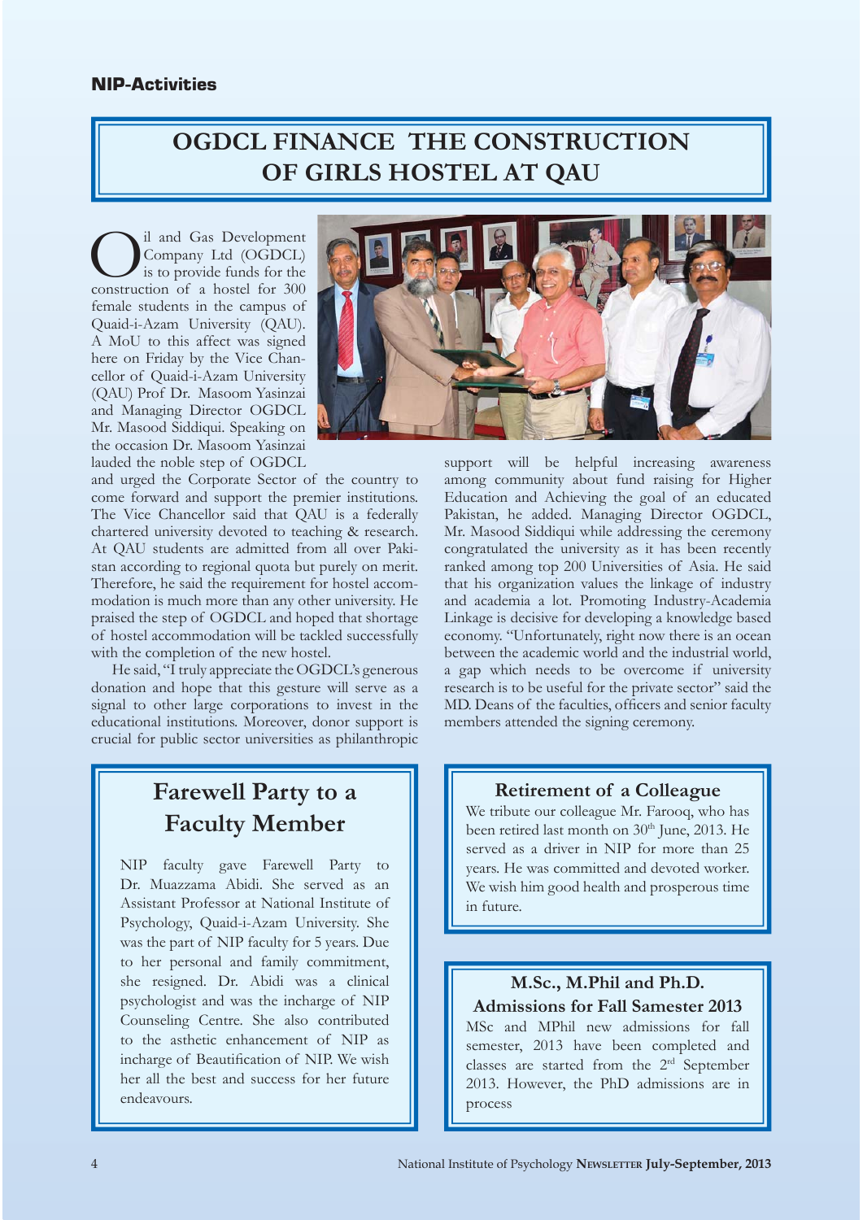NIP-Activities

# OGDCL FINANCE THE CONSTRUCTION OF GIRLS HOSTEL AT QAU

Oil and Gas Development Company Ltd (OGDCL) is to provide funds for the construction of a hostel for 300 female students in the campus of Quaid-i-Azam University (QAU). A MoU to this affect was signed here on Friday by the Vice Chancellor of Quaid-i-Azam University (QAU) Prof Dr. Masoom Yasinzai and Managing Director OGDCL Mr. Masood Siddiqui. Speaking on the occasion Dr. Masoom Yasinzai lauded the noble step of OGDCL and urged the Corporate Sector of the country to come forward and support the premier institutions. The Vice Chancellor said that QAU is a federally chartered university devoted to teaching & research. At QAU students are admitted from all over Pakistan according to regional quota but purely on merit. Therefore, he said the requirement for hostel accommodation is much more than any other university. He praised the step of OGDCL and hoped that shortage of hostel accommodation will be tackled successfully with the completion of the new hostel.

He said, "I truly appreciate the OGDCL's generous donation and hope that this gesture will serve as a signal to other large corporations to invest in the educational institutions. Moreover, donor support is crucial for public sector universities as philanthropic support will be helpful increasing awareness among community about fund raising for Higher Education and Achieving the goal of an educated Pakistan, he added. Managing Director OGDCL, Mr. Masood Siddiqui while addressing the ceremony congratulated the university as it has been recently ranked among top 200 Universities of Asia. He said that his organization values the linkage of industry and academia a lot. Promoting Industry-Academia Linkage is decisive for developing a knowledge based economy. "Unfortunately, right now there is an ocean between the academic world and the industrial world, a gap which needs to be overcome if university research is to be useful for the private sector" said the MD. Deans of the faculties, officers and senior faculty members attended the signing ceremony.

## Farewell Party to a Faculty Member

NIP faculty gave Farewell Party to Dr. Muazzama Abidi. She served as an Assistant Professor at National Institute of Psychology, Quaid-i-Azam University. She was the part of NIP faculty for 5 years. Due to her personal and family commitment, she resigned. Dr. Abidi was a clinical psychologist and was the incharge of NIP Counseling Centre. She also contributed to the asthetic enhancement of NIP as incharge of Beautification of NIP. We wish her all the best and success for her future endeavours.

## Retirement of a Colleague

We tribute our colleague Mr. Farooq, who has been retired last month on 30th June, 2013. He served as a driver in NIP for more than 25 years. He was committed and devoted worker. We wish him good health and prosperous time in future.

## M.Sc., M.Phil and Ph.D. Admissions for Fall Samester 2013

MSc and MPhil new admissions for fall semester, 2013 have been completed and classes are started from the 2nd September 2013. However, the PhD admissions are in process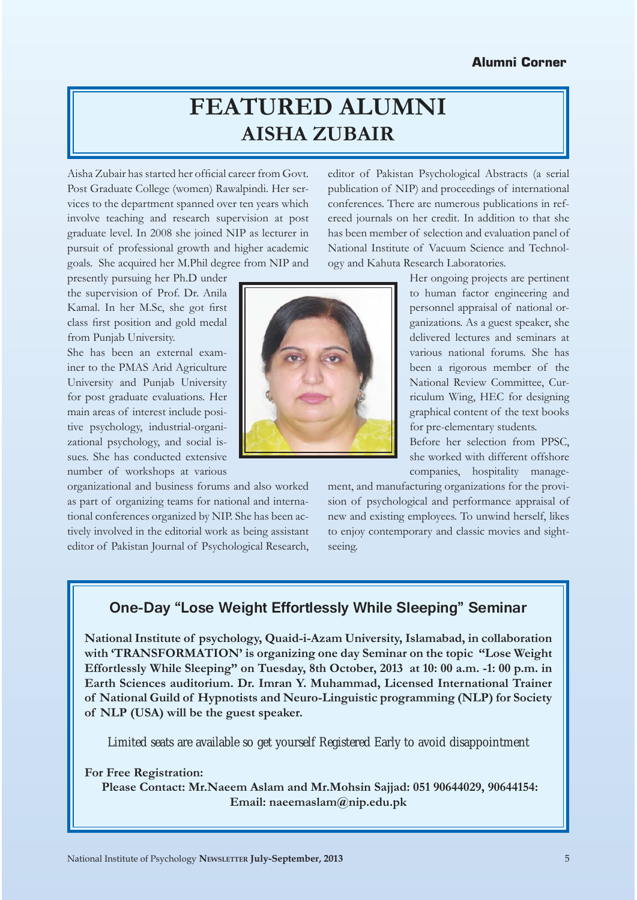# FEATURED ALUMNI

## AISHA ZUBAIR

Aisha Zubair has started her official career from Govt. Post Graduate College (women) Rawalpindi. Her services to the department spanned over ten years which involve teaching and research supervision at post graduate level. In 2008 she joined NIP as lecturer in pursuit of professional growth and higher academic goals. She acquired her M.Phil degree from NIP and presently pursuing her Ph.D under the supervision of Prof. Dr. Anila Kamal. In her M.Sc, she got first class first position and gold medal from Punjab University.

She has been an external examiner to the PMAS Arid Agriculture University and Punjab University for post graduate evaluations. Her main areas of interest include positive psychology, industrial-organizational psychology, and social issues. She has conducted extensive number of workshops at various organizational and business forums and also worked as part of organizing teams for national and international conferences organized by NIP. She has been actively involved in the editorial work as being assistant editor of Pakistan Journal of Psychological Research, editor of Pakistan Psychological Abstracts (a serial publication of NIP) and proceedings of international conferences. There are numerous publications in refereed journals on her credit. In addition to that she has been member of selection and evaluation panel of National Institute of Vacuum Science and Technology and Kahuta Research Laboratories.

Her ongoing projects are pertinent to human factor engineering and personnel appraisal of national organizations. As a guest speaker, she delivered lectures and seminars at various national forums. She has been a rigorous member of the National Review Committee, Curriculum Wing, HEC for designing graphical content of the text books for pre-elementary students.

Before her selection from PPSC, she worked with different offshore companies, hospitality management, and manufacturing organizations for the provision of psychological and performance appraisal of new and existing employees. To unwind herself, likes to enjoy contemporary and classic movies and sightseeing.

## One-Day "Lose Weight Effortlessly While Sleeping" Seminar

**National Institute of psychology, Quaid-i-Azam University, Islamabad, in collaboration with 'TRANSFORMATION' is organizing one day Seminar on the topic "Lose Weight Effortlessly While Sleeping" on Tuesday, 8th October, 2013 at 10: 00 a.m. -1: 00 p.m. in Earth Sciences auditorium. Dr. Imran Y. Muhammad, Licensed International Trainer of National Guild of Hypnotists and Neuro-Linguistic programming (NLP) for Society of NLP (USA) will be the guest speaker.**

*Limited seats are available so get yourself Registered Early to avoid disappointment*

**For Free Registration:**

**Please Contact: Mr.Naeem Aslam and Mr.Mohsin Sajjad: 051 90644029, 90644154: Email: naeemaslam@nip.edu.pk**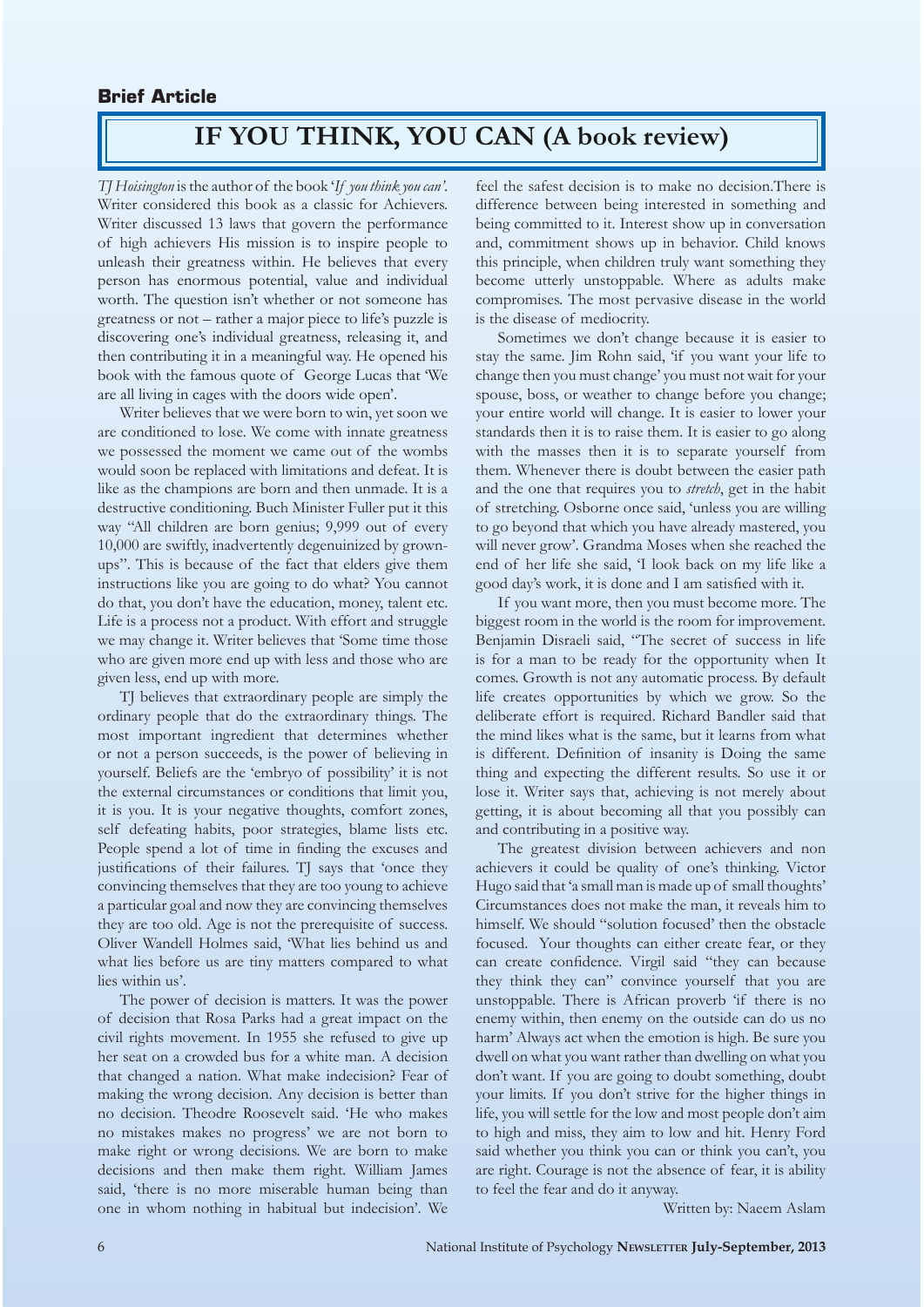**Brief Article**

# IF YOU THINK, YOU CAN (A book review)

*TJ Hoisington* is the author of the book '*If you think you can*'. Writer considered this book as a classic for Achievers. Writer discussed 13 laws that govern the performance of high achievers His mission is to inspire people to unleash their greatness within. He believes that every person has enormous potential, value and individual worth. The question isn't whether or not someone has greatness or not – rather a major piece to life's puzzle is discovering one's individual greatness, releasing it, and then contributing it in a meaningful way. He opened his book with the famous quote of George Lucas that 'We are all living in cages with the doors wide open'.

Writer believes that we were born to win, yet soon we are conditioned to lose. We come with innate greatness we possessed the moment we came out of the wombs would soon be replaced with limitations and defeat. It is like as the champions are born and then unmade. It is a destructive conditioning. Buch Minister Fuller put it this way "All children are born genius; 9,999 out of every 10,000 are swiftly, inadvertently degeniunized by grown-ups". This is because of the fact that elders give them instructions like you are going to do what? You cannot do that, you don't have the education, money, talent etc. Life is a process not a product. With effort and struggle we may change it. Writer believes that 'Some time those who are given more end up with less and those who are given less, end up with more.

TJ believes that extraordinary people are simply the ordinary people that do the extraordinary things. The most important ingredient that determines whether or not a person succeeds, is the power of believing in yourself. Beliefs are the 'embryo of possibility' it is not the external circumstances or conditions that limit you, it is you. It is your negative thoughts, comfort zones, self defeating habits, poor strategies, blame lists etc. People spend a lot of time in finding the excuses and justifications of their failures. TJ says that 'once they convincing themselves that they are too young to achieve a particular goal and now they are convincing themselves they are too old. Age is not the prerequisite of success. Oliver Wandell Holmes said, 'What lies behind us and what lies before us are tiny matters compared to what lies within us'.

The power of decision is matters. It was the power of decision that Rosa Parks had a great impact on the civil rights movement. In 1955 she refused to give up her seat on a crowded bus for a white man. A decision that changed a nation. What make indecision? Fear of making the wrong decision. Any decision is better than no decision. Theodre Roosevelt said. 'He who makes no mistakes makes no progress' we are not born to make right or wrong decisions. We are born to make decisions and then make them right. William James said, 'there is no more miserable human being than one in whom nothing in habitual but indecision'. We feel the safest decision is to make no decision.There is difference between being interested in something and being committed to it. Interest show up in conversation and, commitment shows up in behavior. Child knows this principle, when children truly want something they become utterly unstoppable. Where as adults make compromises. The most pervasive disease in the world is the disease of mediocrity.

Sometimes we don't change because it is easier to stay the same. Jim Rohn said, 'if you want your life to change then you must change' you must not wait for your spouse, boss, or weather to change before you change; your entire world will change. It is easier to lower your standards then it is to raise them. It is easier to go along with the masses then it is to separate yourself from them. Whenever there is doubt between the easier path and the one that requires you to *stretch*, get in the habit of stretching. Osborne once said, 'unless you are willing to go beyond that which you have already mastered, you will never grow'. Grandma Moses when she reached the end of her life she said, 'I look back on my life like a good day's work, it is done and I am satisfied with it.

If you want more, then you must become more. The biggest room in the world is the room for improvement. Benjamin Disraeli said, "The secret of success in life is for a man to be ready for the opportunity when It comes. Growth is not any automatic process. By default life creates opportunities by which we grow. So the deliberate effort is required. Richard Bandler said that the mind likes what is the same, but it learns from what is different. Definition of insanity is Doing the same thing and expecting the different results. So use it or lose it. Writer says that, achieving is not merely about getting, it is about becoming all that you possibly can and contributing in a positive way.

The greatest division between achievers and non achievers it could be quality of one's thinking. Victor Hugo said that 'a small man is made up of small thoughts' Circumstances does not make the man, it reveals him to himself. We should "solution focused' then the obstacle focused. Your thoughts can either create fear, or they can create confidence. Virgil said "they can because they think they can" convince yourself that you are unstoppable. There is African proverb 'if there is no enemy within, then enemy on the outside can do us no harm' Always act when the emotion is high. Be sure you dwell on what you want rather than dwelling on what you don't want. If you are going to doubt something, doubt your limits. If you don't strive for the higher things in life, you will settle for the low and most people don't aim to high and miss, they aim to low and hit. Henry Ford said whether you think you can or think you can't, you are right. Courage is not the absence of fear, it is ability to feel the fear and do it anyway.

Written by: Naeem Aslam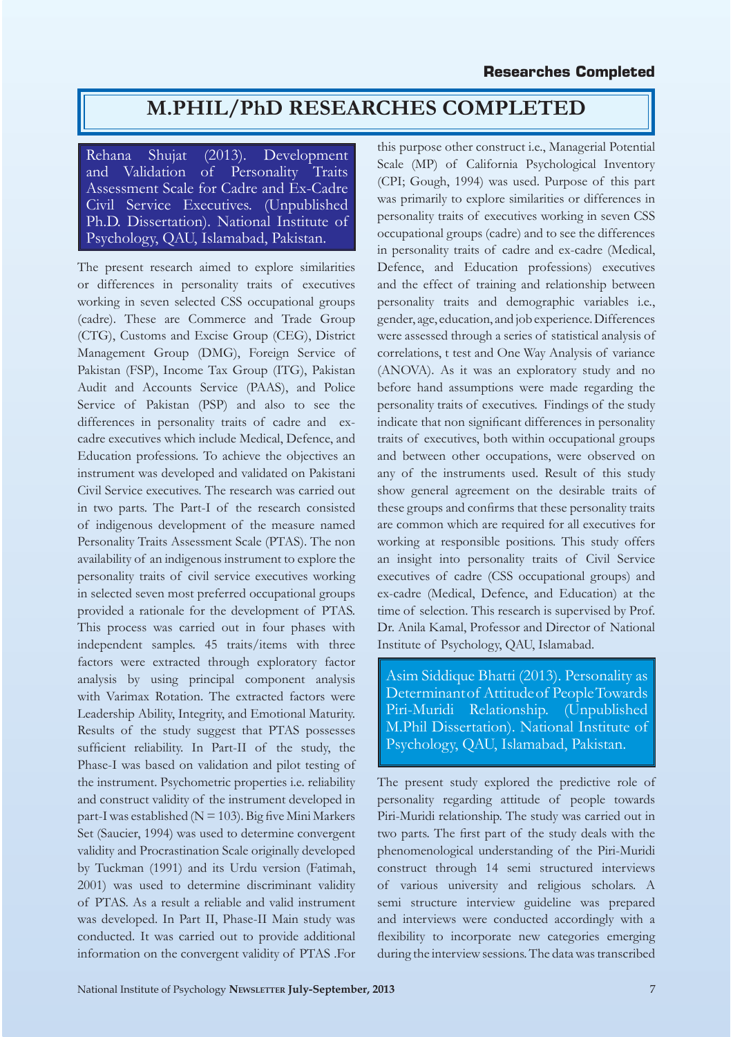# M.PHIL/PhD RESEARCHES COMPLETED

**Rehana Shujat (2013). Development and Validation of Personality Traits Assessment Scale for Cadre and Ex-Cadre Civil Service Executives. (Unpublished Ph.D. Dissertation). National Institute of Psychology, QAU, Islamabad, Pakistan.**

The present research aimed to explore similarities or differences in personality traits of executives working in seven selected CSS occupational groups (cadre). These are Commerce and Trade Group (CTG), Customs and Excise Group (CEG), District Management Group (DMG), Foreign Service of Pakistan (FSP), Income Tax Group (ITG), Pakistan Audit and Accounts Service (PAAS), and Police Service of Pakistan (PSP) and also to see the differences in personality traits of cadre and ex-cadre executives which include Medical, Defence, and Education professions. To achieve the objectives an instrument was developed and validated on Pakistani Civil Service executives. The research was carried out in two parts. The Part-I of the research consisted of indigenous development of the measure named Personality Traits Assessment Scale (PTAS). The non availability of an indigenous instrument to explore the personality traits of civil service executives working in selected seven most preferred occupational groups provided a rationale for the development of PTAS. This process was carried out in four phases with independent samples. 45 traits/items with three factors were extracted through exploratory factor analysis by using principal component analysis with Varimax Rotation. The extracted factors were Leadership Ability, Integrity, and Emotional Maturity. Results of the study suggest that PTAS possesses sufficient reliability. In Part-II of the study, the Phase-I was based on validation and pilot testing of the instrument. Psychometric properties i.e. reliability and construct validity of the instrument developed in part-I was established ($N = 103$). Big five Mini Markers Set (Saucier, 1994) was used to determine convergent validity and Procrastination Scale originally developed by Tuckman (1991) and its Urdu version (Fatimah, 2001) was used to determine discriminant validity of PTAS. As a result a reliable and valid instrument was developed. In Part II, Phase-II Main study was conducted. It was carried out to provide additional information on the convergent validity of PTAS .For this purpose other construct i.e., Managerial Potential Scale (MP) of California Psychological Inventory (CPI; Gough, 1994) was used. Purpose of this part was primarily to explore similarities or differences in personality traits of executives working in seven CSS occupational groups (cadre) and to see the differences in personality traits of cadre and ex-cadre (Medical, Defence, and Education professions) executives and the effect of training and relationship between personality traits and demographic variables i.e., gender, age, education, and job experience. Differences were assessed through a series of statistical analysis of correlations, t test and One Way Analysis of variance (ANOVA). As it was an exploratory study and no before hand assumptions were made regarding the personality traits of executives. Findings of the study indicate that non significant differences in personality traits of executives, both within occupational groups and between other occupations, were observed on any of the instruments used. Result of this study show general agreement on the desirable traits of these groups and confirms that these personality traits are common which are required for all executives for working at responsible positions. This study offers an insight into personality traits of Civil Service executives of cadre (CSS occupational groups) and ex-cadre (Medical, Defence, and Education) at the time of selection. This research is supervised by Prof. Dr. Anila Kamal, Professor and Director of National Institute of Psychology, QAU, Islamabad.

**Asim Siddique Bhatti (2013). Personality as Determinant of Attitude of People Towards Piri-Muridi Relationship. (Unpublished M.Phil Dissertation). National Institute of Psychology, QAU, Islamabad, Pakistan.**

The present study explored the predictive role of personality regarding attitude of people towards Piri-Muridi relationship. The study was carried out in two parts. The first part of the study deals with the phenomenological understanding of the Piri-Muridi construct through 14 semi structured interviews of various university and religious scholars. A semi structure interview guideline was prepared and interviews were conducted accordingly with a flexibility to incorporate new categories emerging during the interview sessions. The data was transcribed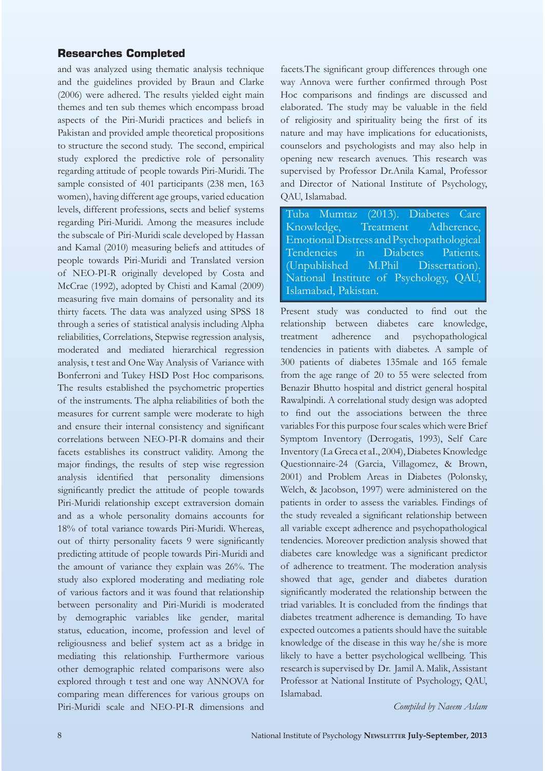## Researches Completed

and was analyzed using thematic analysis technique and the guidelines provided by Braun and Clarke (2006) were adhered. The results yielded eight main themes and ten sub themes which encompass broad aspects of the Piri-Muridi practices and beliefs in Pakistan and provided ample theoretical propositions to structure the second study. The second, empirical study explored the predictive role of personality regarding attitude of people towards Piri-Muridi. The sample consisted of 401 participants (238 men, 163 women), having different age groups, varied education levels, different professions, sects and belief systems regarding Piri-Muridi. Among the measures include the subscale of Piri-Muridi scale developed by Hassan and Kamal (2010) measuring beliefs and attitudes of people towards Piri-Muridi and Translated version of NEO-PI-R originally developed by Costa and McCrae (1992), adopted by Chisti and Kamal (2009) measuring five main domains of personality and its thirty facets. The data was analyzed using SPSS 18 through a series of statistical analysis including Alpha reliabilities, Correlations, Stepwise regression analysis, moderated and mediated hierarchical regression analysis, t test and One Way Analysis of Variance with Bonferroni and Tukey HSD Post Hoc comparisons. The results established the psychometric properties of the instruments. The alpha reliabilities of both the measures for current sample were moderate to high and ensure their internal consistency and significant correlations between NEO-PI-R domains and their facets establishes its construct validity. Among the major findings, the results of step wise regression analysis identified that personality dimensions significantly predict the attitude of people towards Piri-Muridi relationship except extraversion domain and as a whole personality domains accounts for 18% of total variance towards Piri-Muridi. Whereas, out of thirty personality facets 9 were significantly predicting attitude of people towards Piri-Muridi and the amount of variance they explain was 26%. The study also explored moderating and mediating role of various factors and it was found that relationship between personality and Piri-Muridi is moderated by demographic variables like gender, marital status, education, income, profession and level of religiousness and belief system act as a bridge in mediating this relationship. Furthermore various other demographic related comparisons were also explored through t test and one way ANNOVA for comparing mean differences for various groups on Piri-Muridi scale and NEO-PI-R dimensions and facets.The significant group differences through one way Annova were further confirmed through Post Hoc comparisons and findings are discussed and elaborated. The study may be valuable in the field of religiosity and spirituality being the first of its nature and may have implications for educationists, counselors and psychologists and may also help in opening new research avenues. This research was supervised by Professor Dr.Anila Kamal, Professor and Director of National Institute of Psychology, QAU, Islamabad.

**Tuba Mumtaz (2013). Diabetes Care Knowledge, Treatment Adherence, Emotional Distress and Psychopathological Tendencies in Diabetes Patients. (Unpublished M.Phil Dissertation). National Institute of Psychology, QAU, Islamabad, Pakistan.**

Present study was conducted to find out the relationship between diabetes care knowledge, treatment adherence and psychopathological tendencies in patients with diabetes. A sample of 300 patients of diabetes 135male and 165 female from the age range of 20 to 55 were selected from Benazir Bhutto hospital and district general hospital Rawalpindi. A correlational study design was adopted to find out the associations between the three variables For this purpose four scales which were Brief Symptom Inventory (Derrogatis, 1993), Self Care Inventory (La Greca et aI., 2004), Diabetes Knowledge Questionnaire-24 (Garcia, Villagomez, & Brown, 2001) and Problem Areas in Diabetes (Polonsky, Welch, & Jacobson, 1997) were administered on the patients in order to assess the variables. Findings of the study revealed a significant relationship between all variable except adherence and psychopathological tendencies. Moreover prediction analysis showed that diabetes care knowledge was a significant predictor of adherence to treatment. The moderation analysis showed that age, gender and diabetes duration significantly moderated the relationship between the triad variables. It is concluded from the findings that diabetes treatment adherence is demanding. To have expected outcomes a patients should have the suitable knowledge of the disease in this way he/she is more likely to have a better psychological wellbeing. This research is supervised by Dr. Jamil A. Malik, Assistant Professor at National Institute of Psychology, QAU, Islamabad.

*Compiled by Naeem Aslam*